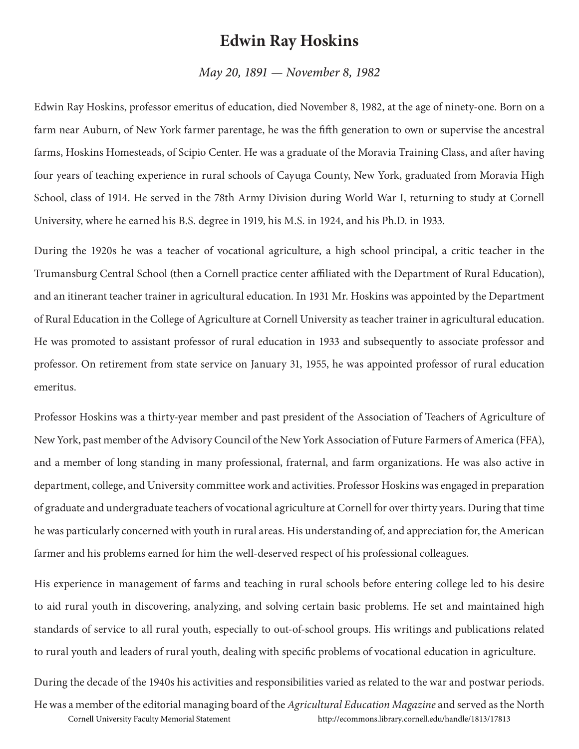# Edwin Ray Hoskins

*May 20, 1891 — November 8, 1982*

Edwin Ray Hoskins, professor emeritus of education, died November 8, 1982, at the age of ninety-one. Born on a farm near Auburn, of New York farmer parentage, he was the fifth generation to own or supervise the ancestral farms, Hoskins Homesteads, of Scipio Center. He was a graduate of the Moravia Training Class, and after having four years of teaching experience in rural schools of Cayuga County, New York, graduated from Moravia High School, class of 1914. He served in the 78th Army Division during World War I, returning to study at Cornell University, where he earned his B.S. degree in 1919, his M.S. in 1924, and his Ph.D. in 1933.

During the 1920s he was a teacher of vocational agriculture, a high school principal, a critic teacher in the Trumansburg Central School (then a Cornell practice center affiliated with the Department of Rural Education), and an itinerant teacher trainer in agricultural education. In 1931 Mr. Hoskins was appointed by the Department of Rural Education in the College of Agriculture at Cornell University as teacher trainer in agricultural education. He was promoted to assistant professor of rural education in 1933 and subsequently to associate professor and professor. On retirement from state service on January 31, 1955, he was appointed professor of rural education emeritus.

Professor Hoskins was a thirty-year member and past president of the Association of Teachers of Agriculture of New York, past member of the Advisory Council of the New York Association of Future Farmers of America (FFA), and a member of long standing in many professional, fraternal, and farm organizations. He was also active in department, college, and University committee work and activities. Professor Hoskins was engaged in preparation of graduate and undergraduate teachers of vocational agriculture at Cornell for over thirty years. During that time he was particularly concerned with youth in rural areas. His understanding of, and appreciation for, the American farmer and his problems earned for him the well-deserved respect of his professional colleagues.

His experience in management of farms and teaching in rural schools before entering college led to his desire to aid rural youth in discovering, analyzing, and solving certain basic problems. He set and maintained high standards of service to all rural youth, especially to out-of-school groups. His writings and publications related to rural youth and leaders of rural youth, dealing with specific problems of vocational education in agriculture.

During the decade of the 1940s his activities and responsibilities varied as related to the war and postwar periods. He was a member of the editorial managing board of the *Agricultural Education Magazine* and served as the North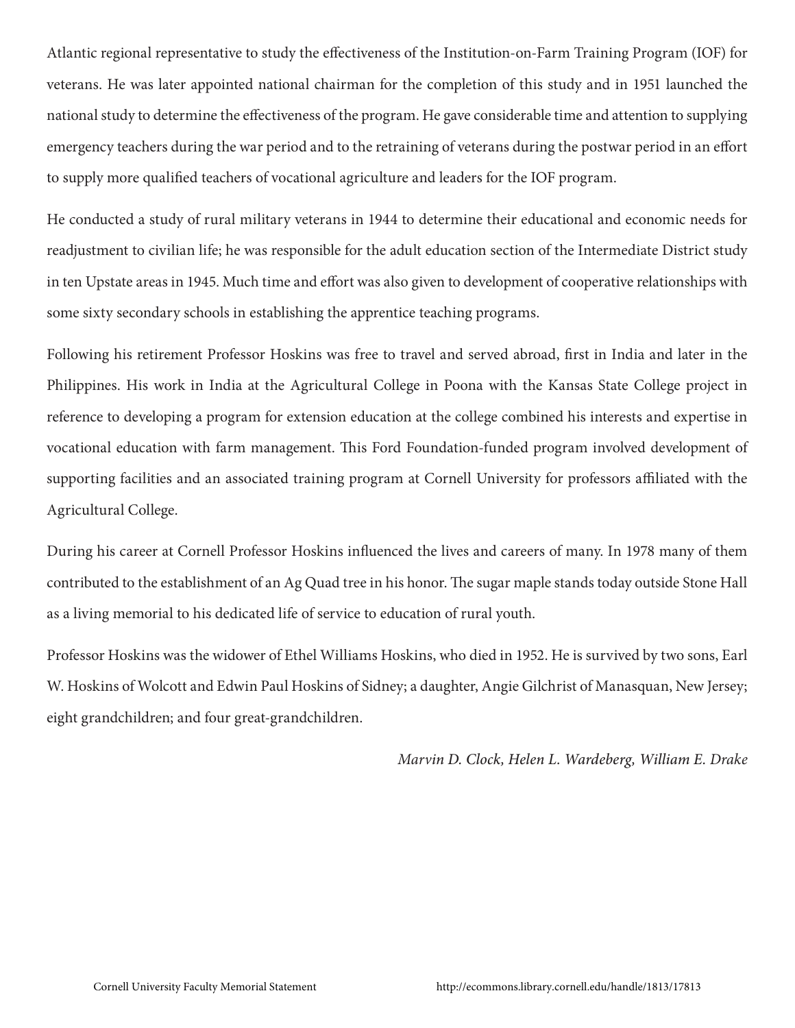Atlantic regional representative to study the effectiveness of the Institution-on-Farm Training Program (IOF) for veterans. He was later appointed national chairman for the completion of this study and in 1951 launched the national study to determine the effectiveness of the program. He gave considerable time and attention to supplying emergency teachers during the war period and to the retraining of veterans during the postwar period in an effort to supply more qualified teachers of vocational agriculture and leaders for the IOF program.

He conducted a study of rural military veterans in 1944 to determine their educational and economic needs for readjustment to civilian life; he was responsible for the adult education section of the Intermediate District study in ten Upstate areas in 1945. Much time and effort was also given to development of cooperative relationships with some sixty secondary schools in establishing the apprentice teaching programs.

Following his retirement Professor Hoskins was free to travel and served abroad, first in India and later in the Philippines. His work in India at the Agricultural College in Poona with the Kansas State College project in reference to developing a program for extension education at the college combined his interests and expertise in vocational education with farm management. This Ford Foundation-funded program involved development of supporting facilities and an associated training program at Cornell University for professors affiliated with the Agricultural College.

During his career at Cornell Professor Hoskins influenced the lives and careers of many. In 1978 many of them contributed to the establishment of an Ag Quad tree in his honor. The sugar maple stands today outside Stone Hall as a living memorial to his dedicated life of service to education of rural youth.

Professor Hoskins was the widower of Ethel Williams Hoskins, who died in 1952. He is survived by two sons, Earl W. Hoskins of Wolcott and Edwin Paul Hoskins of Sidney; a daughter, Angie Gilchrist of Manasquan, New Jersey; eight grandchildren; and four great-grandchildren.

*Marvin D. Clock, Helen L. Wardeberg, William E. Drake*